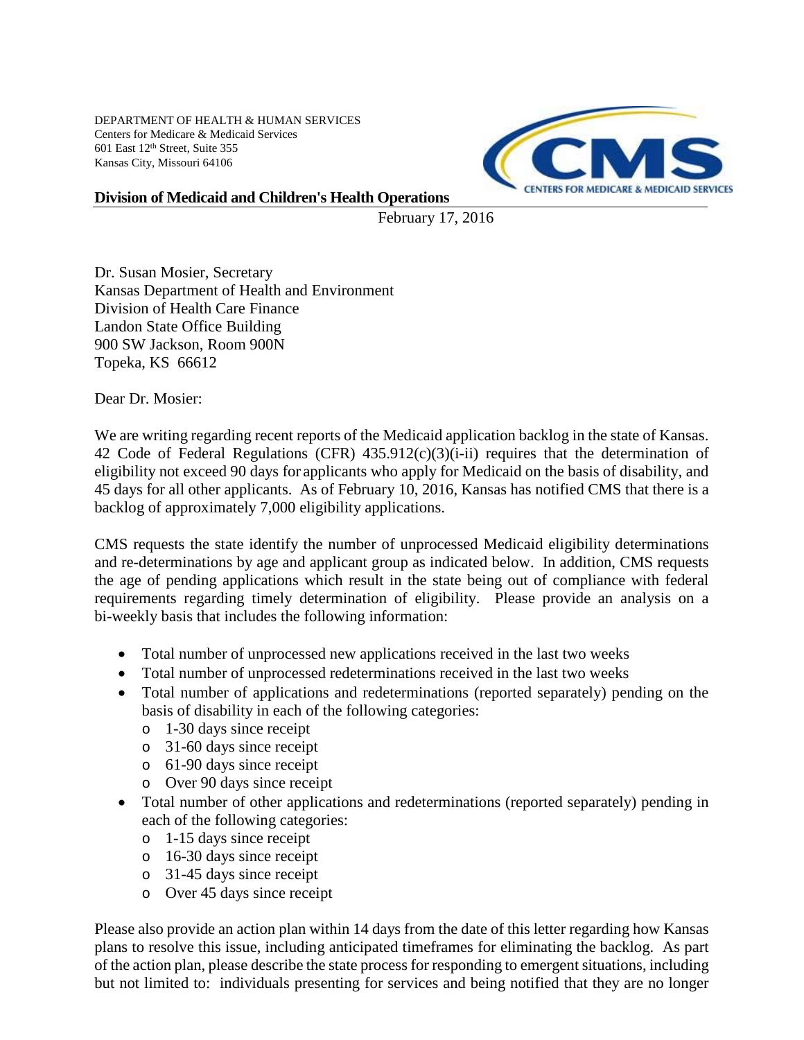DEPARTMENT OF HEALTH & HUMAN SERVICES
Centers for Medicare & Medicaid Services
601 East 12th Street, Suite 355
Kansas City, Missouri 64106

**Division of Medicaid and Children's Health Operations**

February 17, 2016

Dr. Susan Mosier, Secretary
Kansas Department of Health and Environment
Division of Health Care Finance
Landon State Office Building
900 SW Jackson, Room 900N
Topeka, KS 66612

Dear Dr. Mosier:

We are writing regarding recent reports of the Medicaid application backlog in the state of Kansas. 42 Code of Federal Regulations (CFR) 435.912(c)(3)(i-ii) requires that the determination of eligibility not exceed 90 days for applicants who apply for Medicaid on the basis of disability, and 45 days for all other applicants. As of February 10, 2016, Kansas has notified CMS that there is a backlog of approximately 7,000 eligibility applications.

CMS requests the state identify the number of unprocessed Medicaid eligibility determinations and re-determinations by age and applicant group as indicated below. In addition, CMS requests the age of pending applications which result in the state being out of compliance with federal requirements regarding timely determination of eligibility. Please provide an analysis on a bi-weekly basis that includes the following information:

- Total number of unprocessed new applications received in the last two weeks
- Total number of unprocessed redeterminations received in the last two weeks
- Total number of applications and redeterminations (reported separately) pending on the basis of disability in each of the following categories:
  - 1-30 days since receipt
  - 31-60 days since receipt
  - 61-90 days since receipt
  - Over 90 days since receipt
- Total number of other applications and redeterminations (reported separately) pending in each of the following categories:
  - 1-15 days since receipt
  - 16-30 days since receipt
  - 31-45 days since receipt
  - Over 45 days since receipt

Please also provide an action plan within 14 days from the date of this letter regarding how Kansas plans to resolve this issue, including anticipated timeframes for eliminating the backlog. As part of the action plan, please describe the state process for responding to emergent situations, including but not limited to: individuals presenting for services and being notified that they are no longer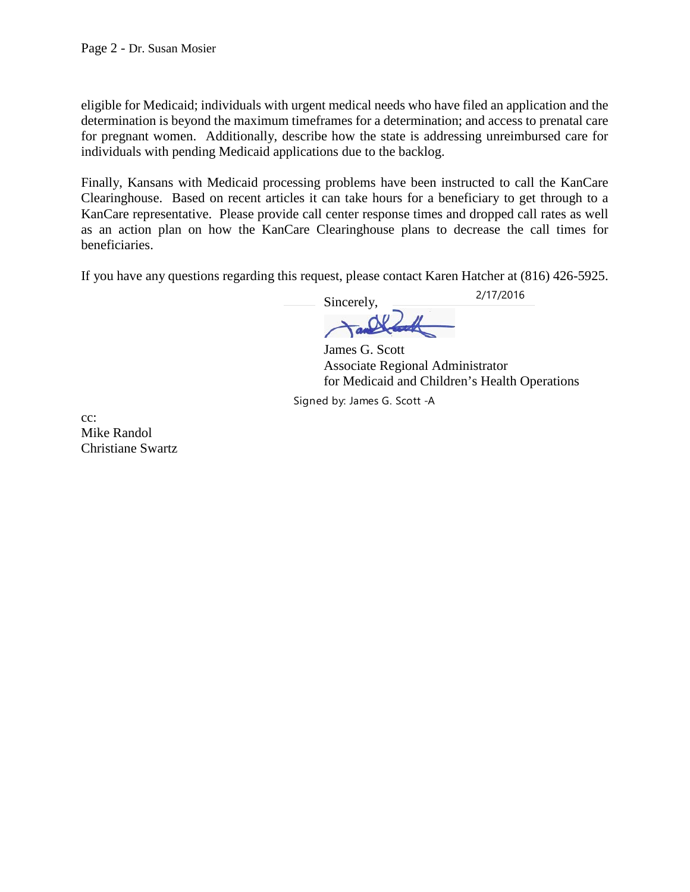eligible for Medicaid; individuals with urgent medical needs who have filed an application and the determination is beyond the maximum timeframes for a determination; and access to prenatal care for pregnant women. Additionally, describe how the state is addressing unreimbursed care for individuals with pending Medicaid applications due to the backlog.

Finally, Kansans with Medicaid processing problems have been instructed to call the KanCare Clearinghouse. Based on recent articles it can take hours for a beneficiary to get through to a KanCare representative. Please provide call center response times and dropped call rates as well as an action plan on how the KanCare Clearinghouse plans to decrease the call times for beneficiaries.

If you have any questions regarding this request, please contact Karen Hatcher at (816) 426-5925.

Sincerely, 2/17/2016

James G. Scott
Associate Regional Administrator
for Medicaid and Children's Health Operations

Signed by: James G. Scott -A

cc:
Mike Randol
Christiane Swartz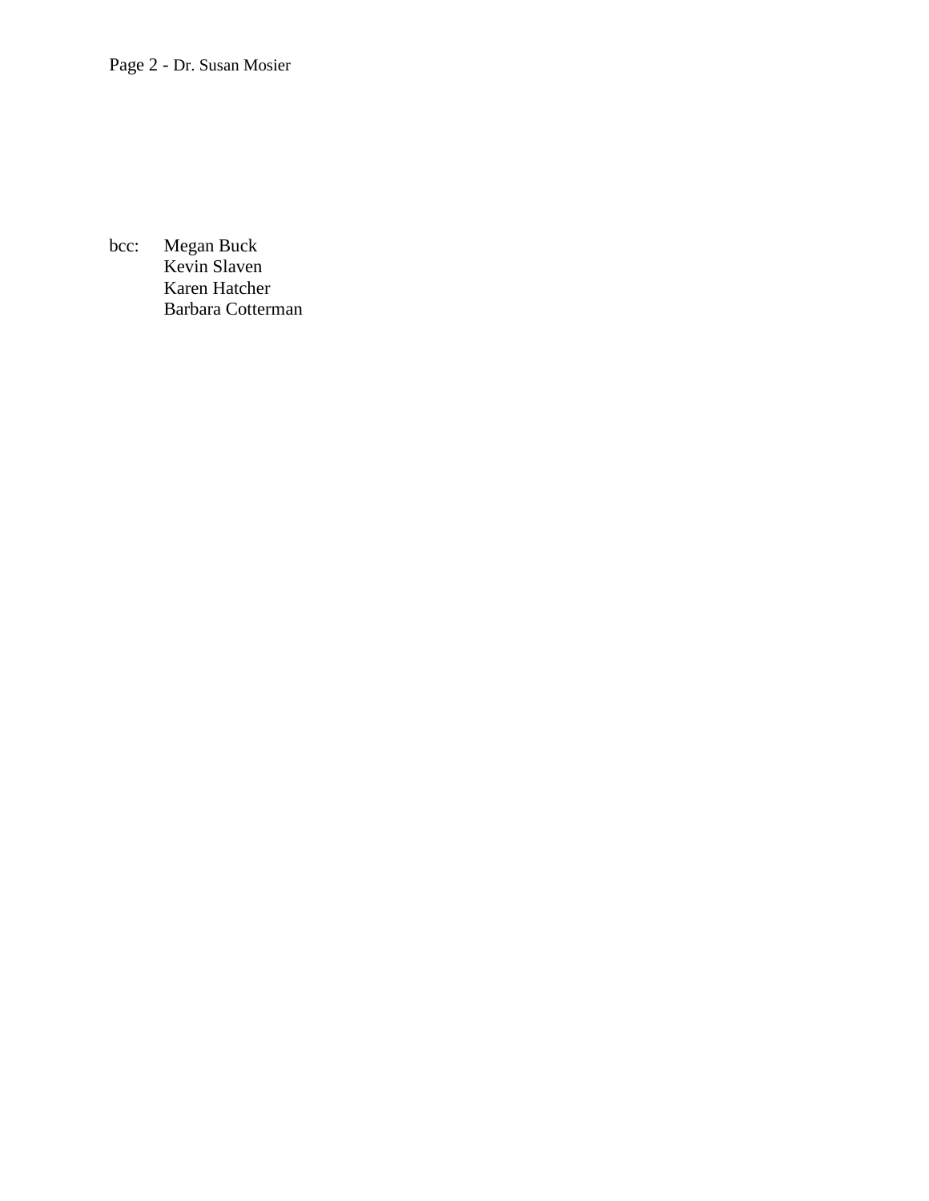bcc: Megan Buck
Kevin Slaven
Karen Hatcher
Barbara Cotterman